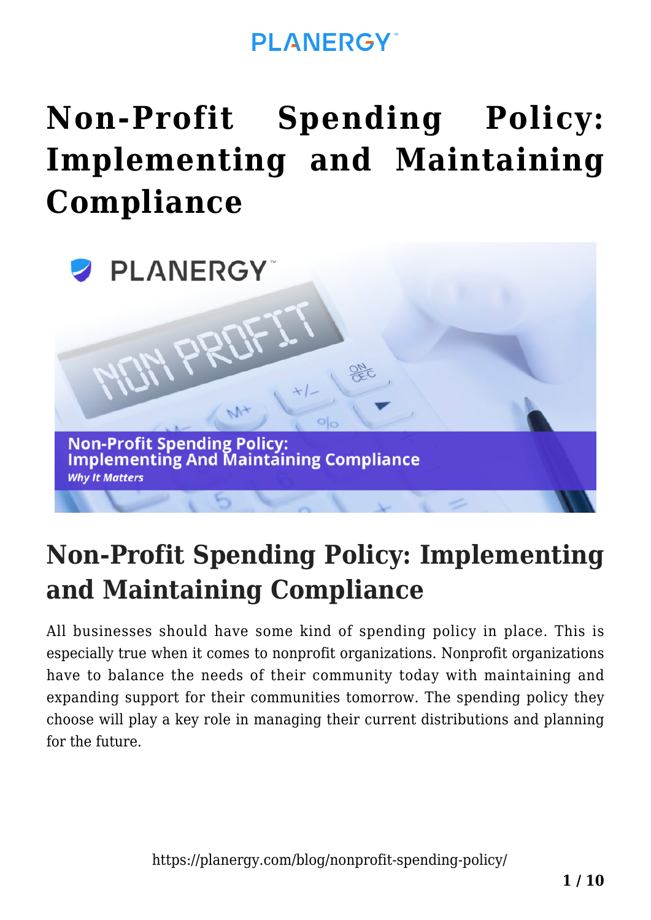# Non-Profit Spending Policy: Implementing and Maintaining Compliance

## Non-Profit Spending Policy: Implementing and Maintaining Compliance

All businesses should have some kind of spending policy in place. This is especially true when it comes to nonprofit organizations. Nonprofit organizations have to balance the needs of their community today with maintaining and expanding support for their communities tomorrow. The spending policy they choose will play a key role in managing their current distributions and planning for the future.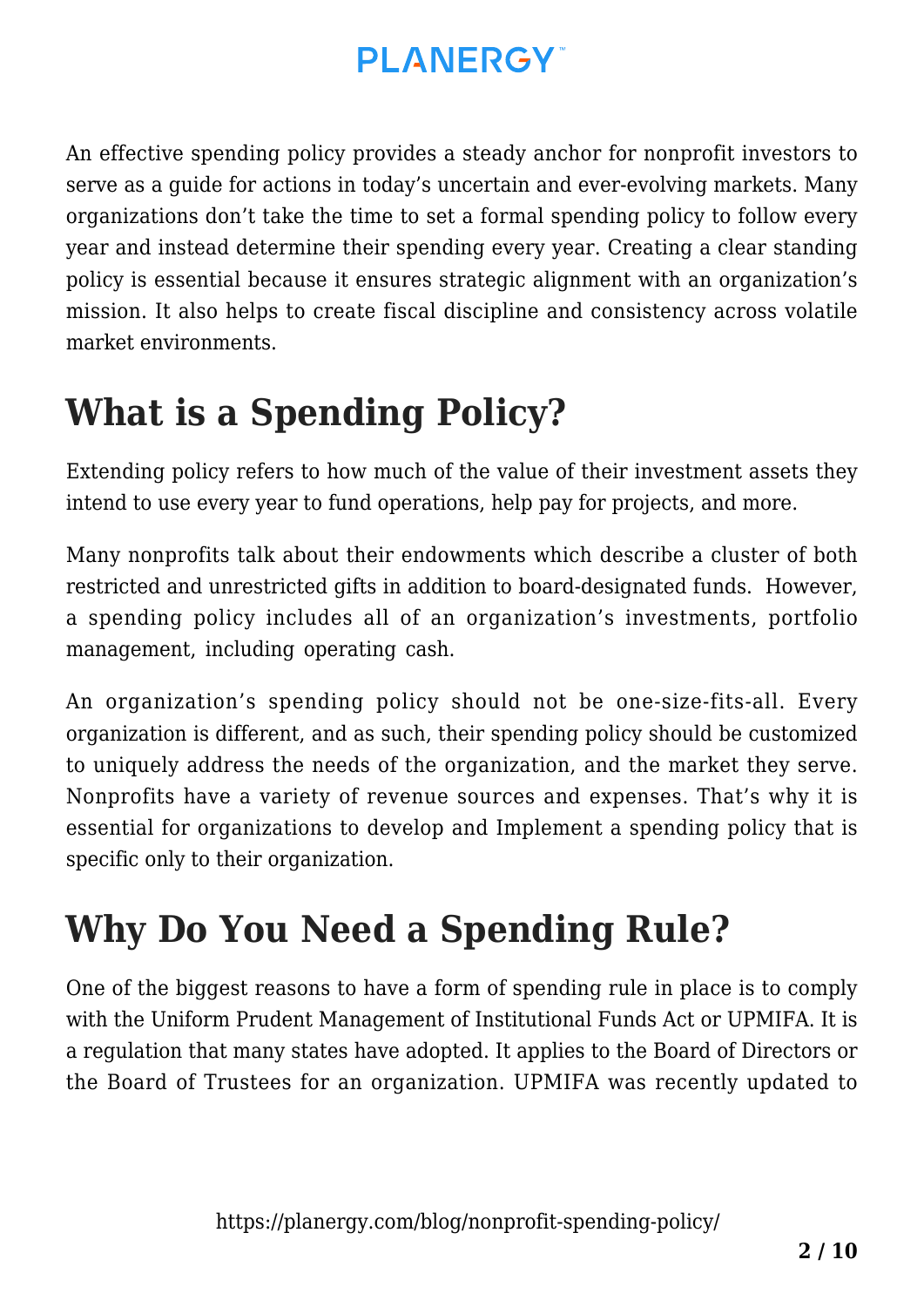An effective spending policy provides a steady anchor for nonprofit investors to serve as a guide for actions in today's uncertain and ever-evolving markets. Many organizations don't take the time to set a formal spending policy to follow every year and instead determine their spending every year. Creating a clear standing policy is essential because it ensures strategic alignment with an organization's mission. It also helps to create fiscal discipline and consistency across volatile market environments.

## What is a Spending Policy?

Extending policy refers to how much of the value of their investment assets they intend to use every year to fund operations, help pay for projects, and more.

Many nonprofits talk about their endowments which describe a cluster of both restricted and unrestricted gifts in addition to board-designated funds. However, a spending policy includes all of an organization's investments, portfolio management, including operating cash.

An organization's spending policy should not be one-size-fits-all. Every organization is different, and as such, their spending policy should be customized to uniquely address the needs of the organization, and the market they serve. Nonprofits have a variety of revenue sources and expenses. That's why it is essential for organizations to develop and Implement a spending policy that is specific only to their organization.

## Why Do You Need a Spending Rule?

One of the biggest reasons to have a form of spending rule in place is to comply with the Uniform Prudent Management of Institutional Funds Act or UPMIFA. It is a regulation that many states have adopted. It applies to the Board of Directors or the Board of Trustees for an organization. UPMIFA was recently updated to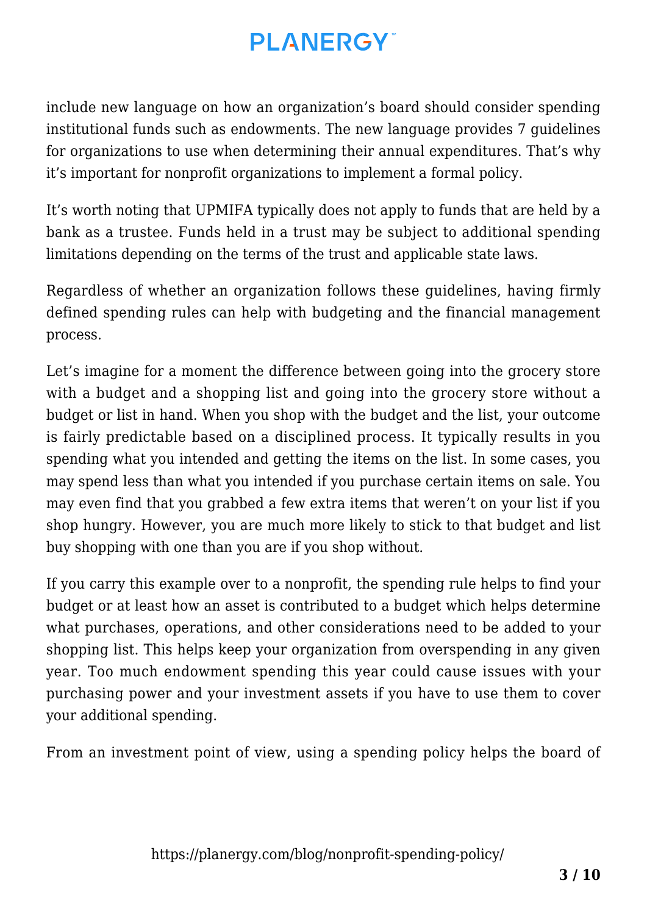include new language on how an organization's board should consider spending institutional funds such as endowments. The new language provides 7 guidelines for organizations to use when determining their annual expenditures. That's why it's important for nonprofit organizations to implement a formal policy.

It's worth noting that UPMIFA typically does not apply to funds that are held by a bank as a trustee. Funds held in a trust may be subject to additional spending limitations depending on the terms of the trust and applicable state laws.

Regardless of whether an organization follows these guidelines, having firmly defined spending rules can help with budgeting and the financial management process.

Let's imagine for a moment the difference between going into the grocery store with a budget and a shopping list and going into the grocery store without a budget or list in hand. When you shop with the budget and the list, your outcome is fairly predictable based on a disciplined process. It typically results in you spending what you intended and getting the items on the list. In some cases, you may spend less than what you intended if you purchase certain items on sale. You may even find that you grabbed a few extra items that weren't on your list if you shop hungry. However, you are much more likely to stick to that budget and list buy shopping with one than you are if you shop without.

If you carry this example over to a nonprofit, the spending rule helps to find your budget or at least how an asset is contributed to a budget which helps determine what purchases, operations, and other considerations need to be added to your shopping list. This helps keep your organization from overspending in any given year. Too much endowment spending this year could cause issues with your purchasing power and your investment assets if you have to use them to cover your additional spending.

From an investment point of view, using a spending policy helps the board of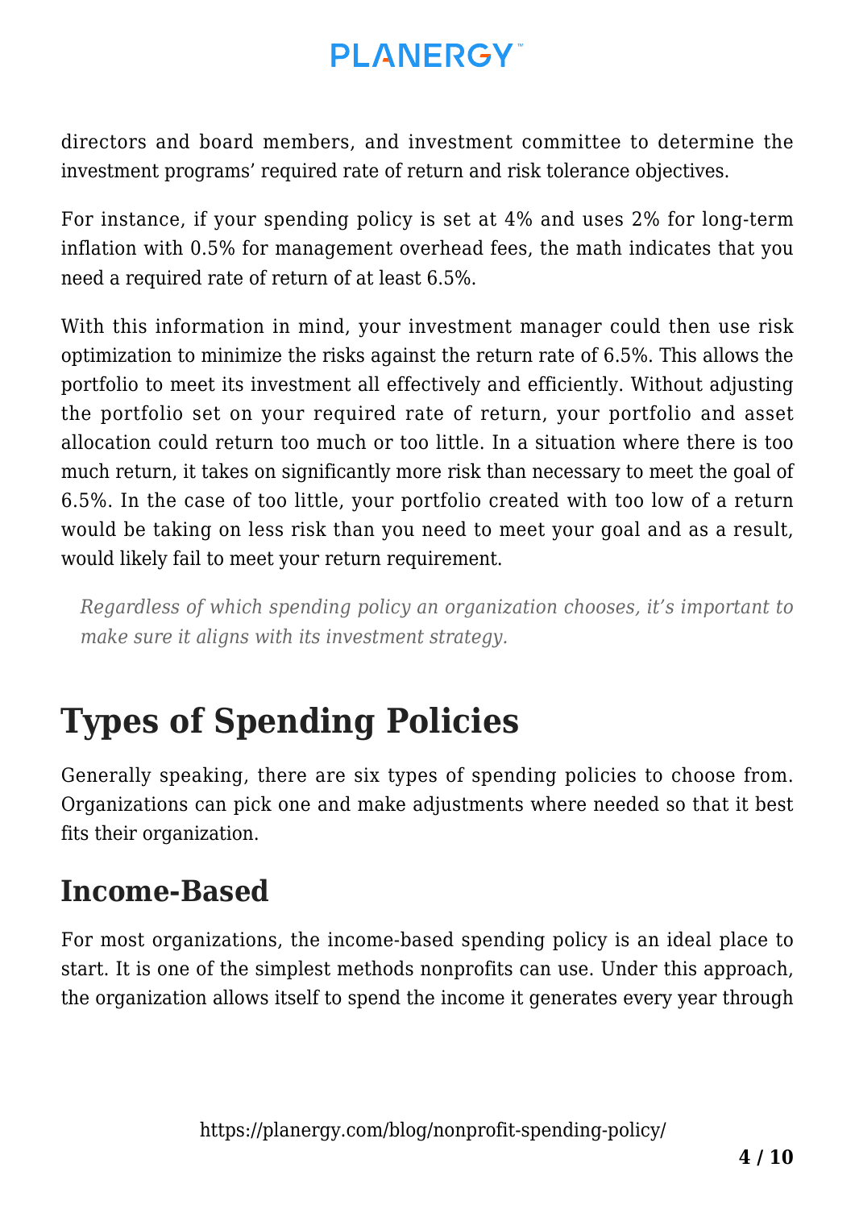directors and board members, and investment committee to determine the investment programs' required rate of return and risk tolerance objectives.

For instance, if your spending policy is set at 4% and uses 2% for long-term inflation with 0.5% for management overhead fees, the math indicates that you need a required rate of return of at least 6.5%.

With this information in mind, your investment manager could then use risk optimization to minimize the risks against the return rate of 6.5%. This allows the portfolio to meet its investment all effectively and efficiently. Without adjusting the portfolio set on your required rate of return, your portfolio and asset allocation could return too much or too little. In a situation where there is too much return, it takes on significantly more risk than necessary to meet the goal of 6.5%. In the case of too little, your portfolio created with too low of a return would be taking on less risk than you need to meet your goal and as a result, would likely fail to meet your return requirement.

> *Regardless of which spending policy an organization chooses, it's important to make sure it aligns with its investment strategy.*

# Types of Spending Policies

Generally speaking, there are six types of spending policies to choose from. Organizations can pick one and make adjustments where needed so that it best fits their organization.

## Income-Based

For most organizations, the income-based spending policy is an ideal place to start. It is one of the simplest methods nonprofits can use. Under this approach, the organization allows itself to spend the income it generates every year through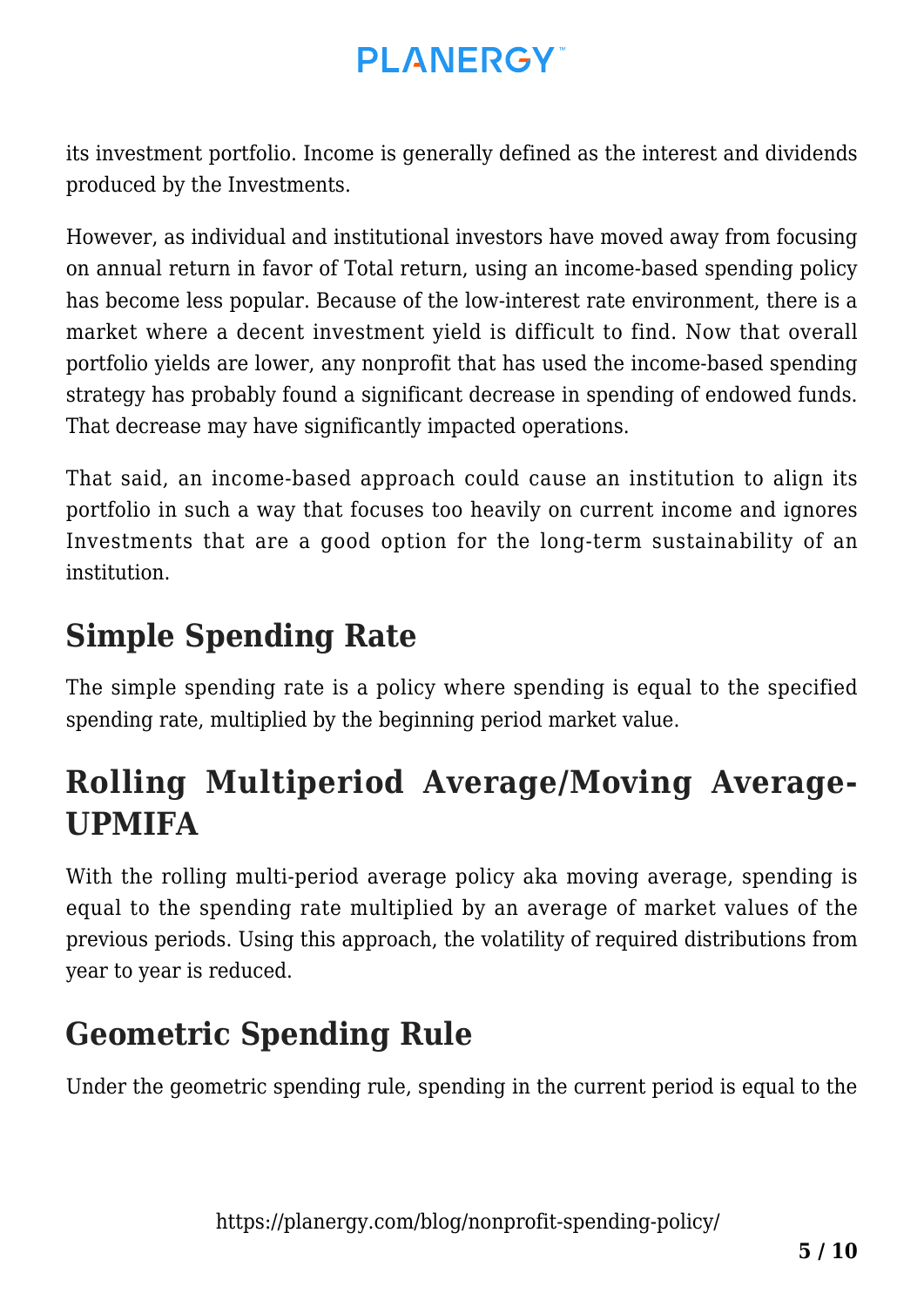its investment portfolio. Income is generally defined as the interest and dividends produced by the Investments.

However, as individual and institutional investors have moved away from focusing on annual return in favor of Total return, using an income-based spending policy has become less popular. Because of the low-interest rate environment, there is a market where a decent investment yield is difficult to find. Now that overall portfolio yields are lower, any nonprofit that has used the income-based spending strategy has probably found a significant decrease in spending of endowed funds. That decrease may have significantly impacted operations.

That said, an income-based approach could cause an institution to align its portfolio in such a way that focuses too heavily on current income and ignores Investments that are a good option for the long-term sustainability of an institution.

## Simple Spending Rate

The simple spending rate is a policy where spending is equal to the specified spending rate, multiplied by the beginning period market value.

## Rolling Multiperiod Average/Moving Average-UPMIFA

With the rolling multi-period average policy aka moving average, spending is equal to the spending rate multiplied by an average of market values of the previous periods. Using this approach, the volatility of required distributions from year to year is reduced.

## Geometric Spending Rule

Under the geometric spending rule, spending in the current period is equal to the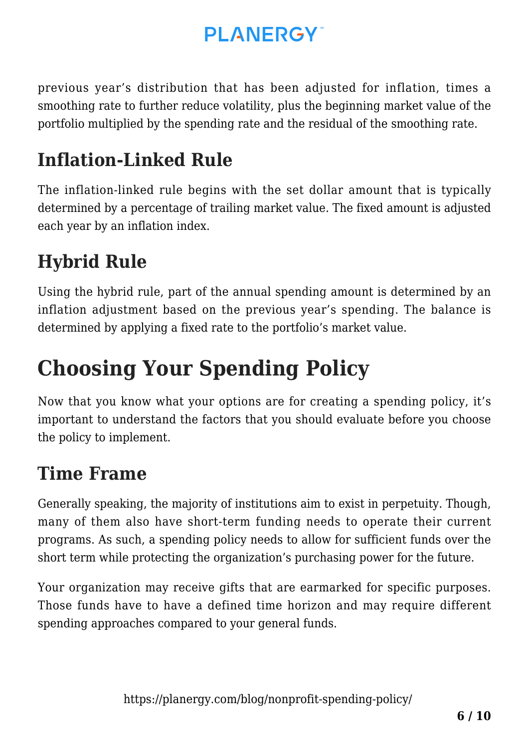previous year's distribution that has been adjusted for inflation, times a smoothing rate to further reduce volatility, plus the beginning market value of the portfolio multiplied by the spending rate and the residual of the smoothing rate.

## Inflation-Linked Rule

The inflation-linked rule begins with the set dollar amount that is typically determined by a percentage of trailing market value. The fixed amount is adjusted each year by an inflation index.

## Hybrid Rule

Using the hybrid rule, part of the annual spending amount is determined by an inflation adjustment based on the previous year's spending. The balance is determined by applying a fixed rate to the portfolio's market value.

# Choosing Your Spending Policy

Now that you know what your options are for creating a spending policy, it's important to understand the factors that you should evaluate before you choose the policy to implement.

## Time Frame

Generally speaking, the majority of institutions aim to exist in perpetuity. Though, many of them also have short-term funding needs to operate their current programs. As such, a spending policy needs to allow for sufficient funds over the short term while protecting the organization's purchasing power for the future.

Your organization may receive gifts that are earmarked for specific purposes. Those funds have to have a defined time horizon and may require different spending approaches compared to your general funds.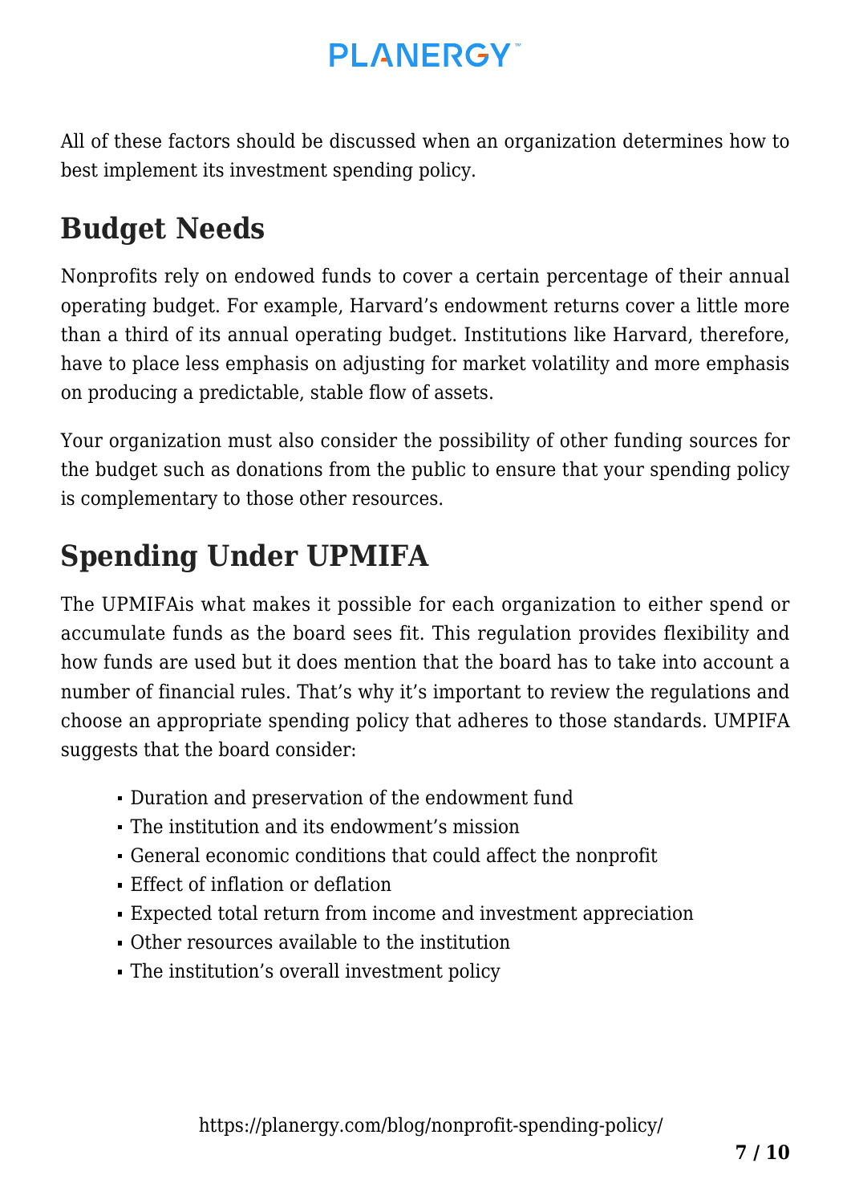All of these factors should be discussed when an organization determines how to best implement its investment spending policy.

## Budget Needs

Nonprofits rely on endowed funds to cover a certain percentage of their annual operating budget. For example, Harvard's endowment returns cover a little more than a third of its annual operating budget. Institutions like Harvard, therefore, have to place less emphasis on adjusting for market volatility and more emphasis on producing a predictable, stable flow of assets.

Your organization must also consider the possibility of other funding sources for the budget such as donations from the public to ensure that your spending policy is complementary to those other resources.

## Spending Under UPMIFA

The UPMIFAis what makes it possible for each organization to either spend or accumulate funds as the board sees fit. This regulation provides flexibility and how funds are used but it does mention that the board has to take into account a number of financial rules. That's why it's important to review the regulations and choose an appropriate spending policy that adheres to those standards. UMPIFA suggests that the board consider:

- Duration and preservation of the endowment fund
- The institution and its endowment's mission
- General economic conditions that could affect the nonprofit
- Effect of inflation or deflation
- Expected total return from income and investment appreciation
- Other resources available to the institution
- The institution's overall investment policy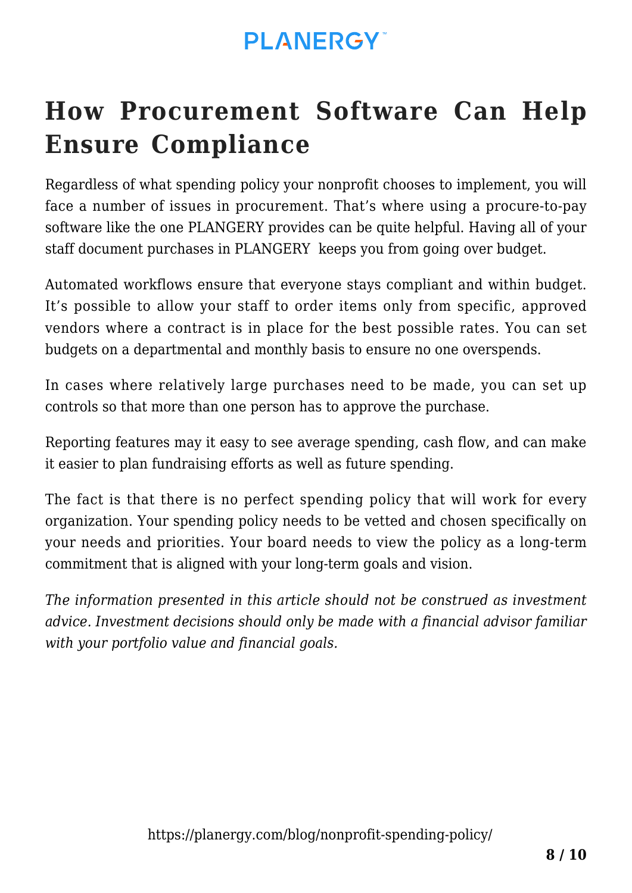## How Procurement Software Can Help Ensure Compliance

Regardless of what spending policy your nonprofit chooses to implement, you will face a number of issues in procurement. That's where using a procure-to-pay software like the one PLANGERY provides can be quite helpful. Having all of your staff document purchases in PLANGERY keeps you from going over budget.

Automated workflows ensure that everyone stays compliant and within budget. It's possible to allow your staff to order items only from specific, approved vendors where a contract is in place for the best possible rates. You can set budgets on a departmental and monthly basis to ensure no one overspends.

In cases where relatively large purchases need to be made, you can set up controls so that more than one person has to approve the purchase.

Reporting features may it easy to see average spending, cash flow, and can make it easier to plan fundraising efforts as well as future spending.

The fact is that there is no perfect spending policy that will work for every organization. Your spending policy needs to be vetted and chosen specifically on your needs and priorities. Your board needs to view the policy as a long-term commitment that is aligned with your long-term goals and vision.

*The information presented in this article should not be construed as investment advice. Investment decisions should only be made with a financial advisor familiar with your portfolio value and financial goals.*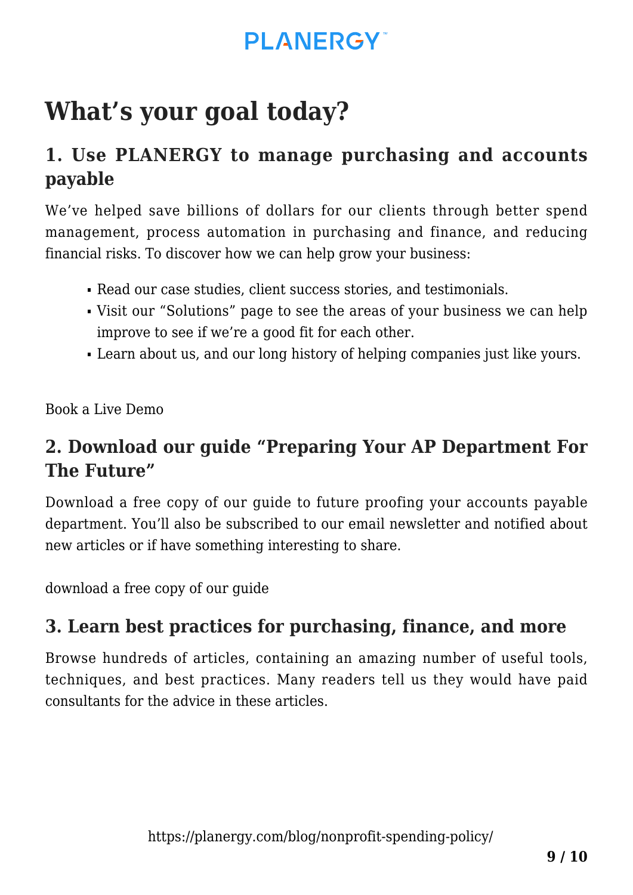# What's your goal today?

## 1. Use PLANERGY to manage purchasing and accounts payable

We've helped save billions of dollars for our clients through better spend management, process automation in purchasing and finance, and reducing financial risks. To discover how we can help grow your business:

- Read our case studies, client success stories, and testimonials.
- Visit our "Solutions" page to see the areas of your business we can help improve to see if we're a good fit for each other.
- Learn about us, and our long history of helping companies just like yours.

Book a Live Demo

## 2. Download our guide "Preparing Your AP Department For The Future"

Download a free copy of our guide to future proofing your accounts payable department. You'll also be subscribed to our email newsletter and notified about new articles or if have something interesting to share.

download a free copy of our guide

## 3. Learn best practices for purchasing, finance, and more

Browse hundreds of articles, containing an amazing number of useful tools, techniques, and best practices. Many readers tell us they would have paid consultants for the advice in these articles.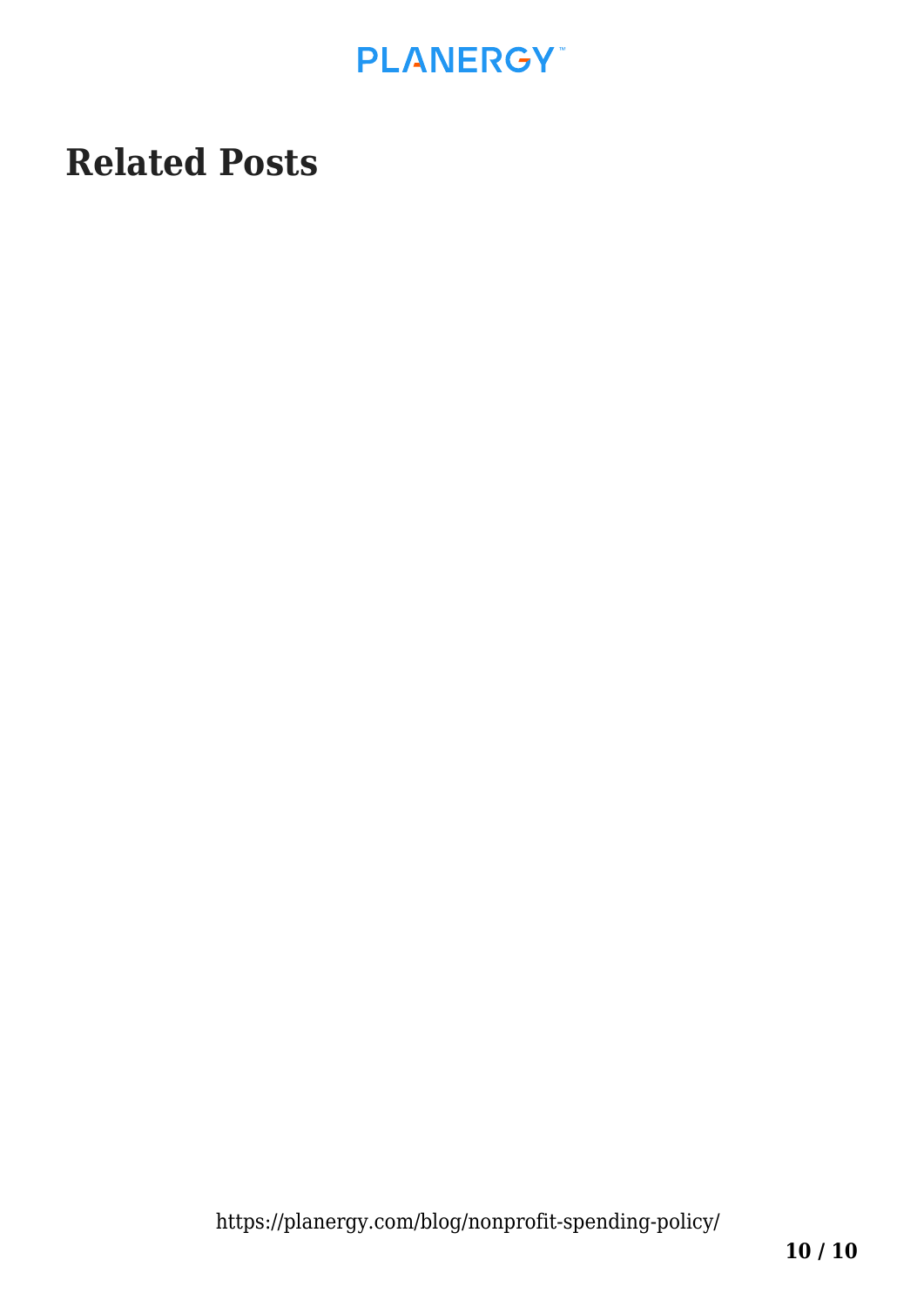# Related Posts